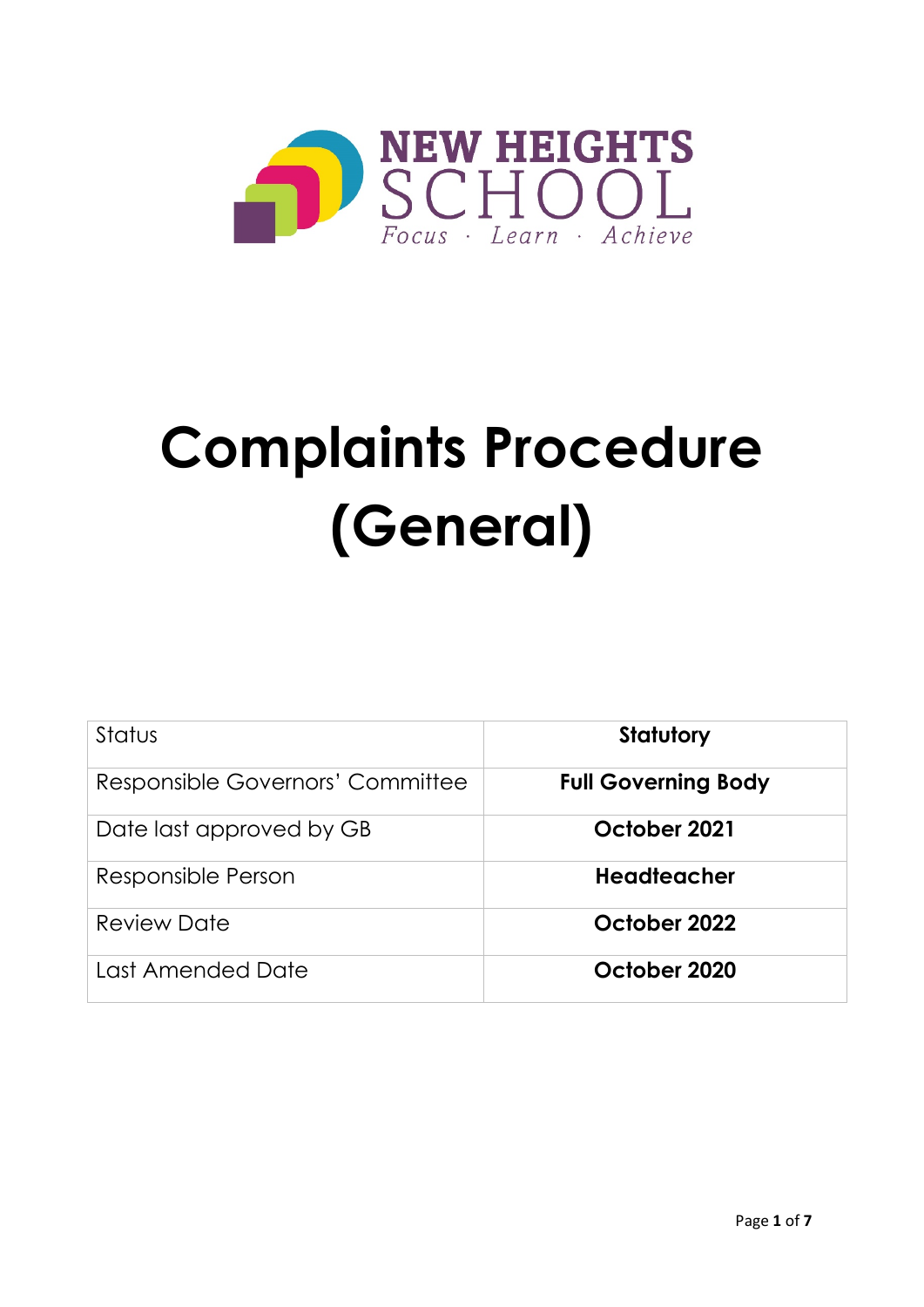NEW HEIGHTS SCHOOL

*Focus · Learn · Achieve*

# Complaints Procedure (General)

| | |
|---|---|
| Status | **Statutory** |
| Responsible Governors' Committee | **Full Governing Body** |
| Date last approved by GB | **October 2021** |
| Responsible Person | **Headteacher** |
| Review Date | **October 2022** |
| Last Amended Date | **October 2020** |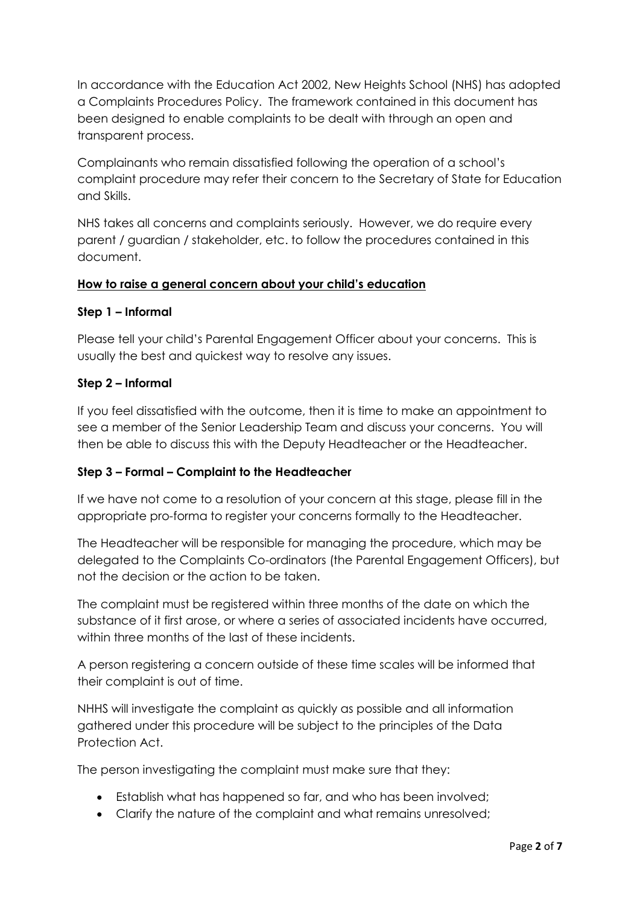In accordance with the Education Act 2002, New Heights School (NHS) has adopted a Complaints Procedures Policy. The framework contained in this document has been designed to enable complaints to be dealt with through an open and transparent process.

Complainants who remain dissatisfied following the operation of a school's complaint procedure may refer their concern to the Secretary of State for Education and Skills.

NHS takes all concerns and complaints seriously. However, we do require every parent / guardian / stakeholder, etc. to follow the procedures contained in this document.

**How to raise a general concern about your child's education**

**Step 1 – Informal**

Please tell your child's Parental Engagement Officer about your concerns. This is usually the best and quickest way to resolve any issues.

**Step 2 – Informal**

If you feel dissatisfied with the outcome, then it is time to make an appointment to see a member of the Senior Leadership Team and discuss your concerns. You will then be able to discuss this with the Deputy Headteacher or the Headteacher.

**Step 3 – Formal – Complaint to the Headteacher**

If we have not come to a resolution of your concern at this stage, please fill in the appropriate pro-forma to register your concerns formally to the Headteacher.

The Headteacher will be responsible for managing the procedure, which may be delegated to the Complaints Co-ordinators (the Parental Engagement Officers), but not the decision or the action to be taken.

The complaint must be registered within three months of the date on which the substance of it first arose, or where a series of associated incidents have occurred, within three months of the last of these incidents.

A person registering a concern outside of these time scales will be informed that their complaint is out of time.

NHHS will investigate the complaint as quickly as possible and all information gathered under this procedure will be subject to the principles of the Data Protection Act.

The person investigating the complaint must make sure that they:

- Establish what has happened so far, and who has been involved;
- Clarify the nature of the complaint and what remains unresolved;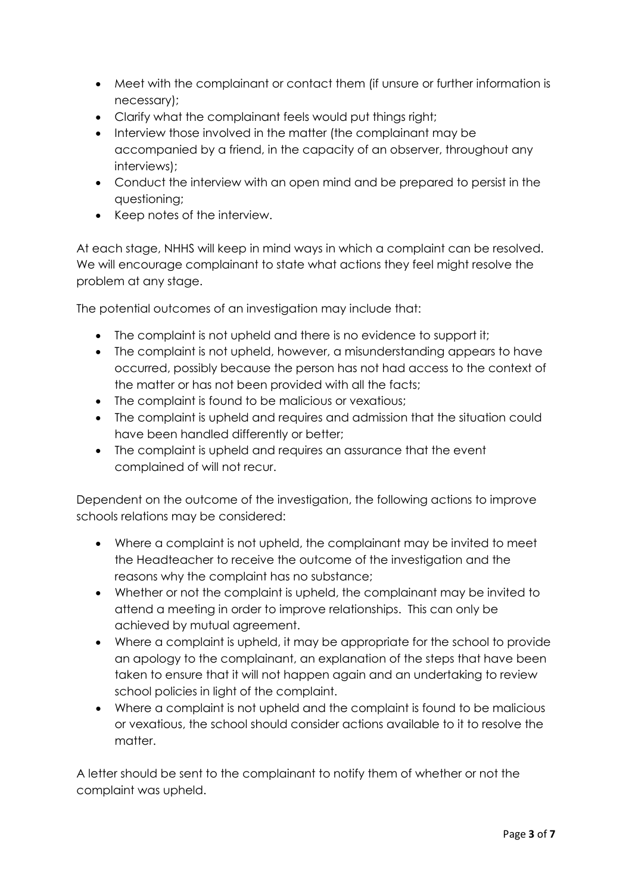- Meet with the complainant or contact them (if unsure or further information is necessary);
- Clarify what the complainant feels would put things right;
- Interview those involved in the matter (the complainant may be accompanied by a friend, in the capacity of an observer, throughout any interviews);
- Conduct the interview with an open mind and be prepared to persist in the questioning;
- Keep notes of the interview.

At each stage, NHHS will keep in mind ways in which a complaint can be resolved. We will encourage complainant to state what actions they feel might resolve the problem at any stage.

The potential outcomes of an investigation may include that:

- The complaint is not upheld and there is no evidence to support it;
- The complaint is not upheld, however, a misunderstanding appears to have occurred, possibly because the person has not had access to the context of the matter or has not been provided with all the facts;
- The complaint is found to be malicious or vexatious;
- The complaint is upheld and requires and admission that the situation could have been handled differently or better;
- The complaint is upheld and requires an assurance that the event complained of will not recur.

Dependent on the outcome of the investigation, the following actions to improve schools relations may be considered:

- Where a complaint is not upheld, the complainant may be invited to meet the Headteacher to receive the outcome of the investigation and the reasons why the complaint has no substance;
- Whether or not the complaint is upheld, the complainant may be invited to attend a meeting in order to improve relationships. This can only be achieved by mutual agreement.
- Where a complaint is upheld, it may be appropriate for the school to provide an apology to the complainant, an explanation of the steps that have been taken to ensure that it will not happen again and an undertaking to review school policies in light of the complaint.
- Where a complaint is not upheld and the complaint is found to be malicious or vexatious, the school should consider actions available to it to resolve the matter.

A letter should be sent to the complainant to notify them of whether or not the complaint was upheld.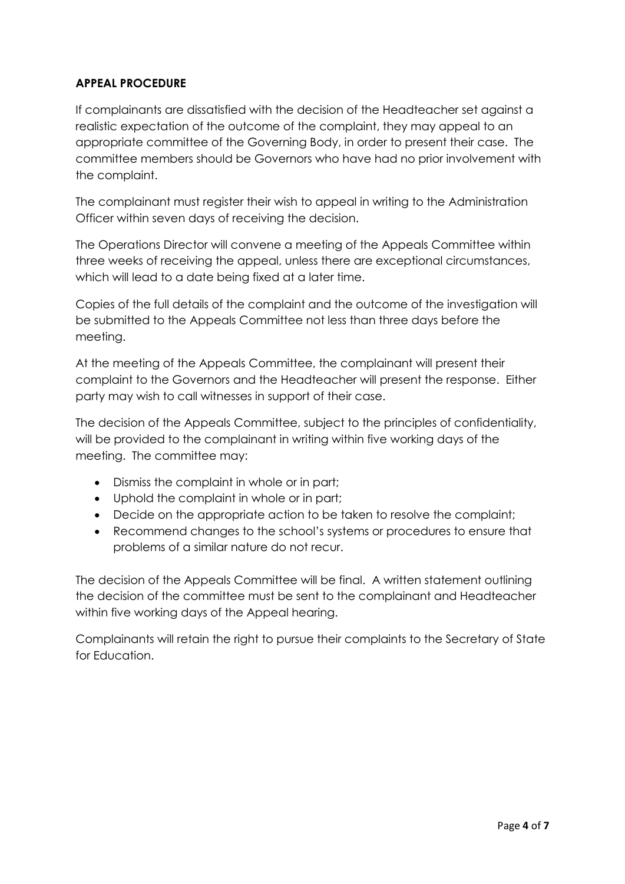**APPEAL PROCEDURE**

If complainants are dissatisfied with the decision of the Headteacher set against a realistic expectation of the outcome of the complaint, they may appeal to an appropriate committee of the Governing Body, in order to present their case. The committee members should be Governors who have had no prior involvement with the complaint.

The complainant must register their wish to appeal in writing to the Administration Officer within seven days of receiving the decision.

The Operations Director will convene a meeting of the Appeals Committee within three weeks of receiving the appeal, unless there are exceptional circumstances, which will lead to a date being fixed at a later time.

Copies of the full details of the complaint and the outcome of the investigation will be submitted to the Appeals Committee not less than three days before the meeting.

At the meeting of the Appeals Committee, the complainant will present their complaint to the Governors and the Headteacher will present the response. Either party may wish to call witnesses in support of their case.

The decision of the Appeals Committee, subject to the principles of confidentiality, will be provided to the complainant in writing within five working days of the meeting. The committee may:

- Dismiss the complaint in whole or in part;
- Uphold the complaint in whole or in part;
- Decide on the appropriate action to be taken to resolve the complaint;
- Recommend changes to the school's systems or procedures to ensure that problems of a similar nature do not recur.

The decision of the Appeals Committee will be final. A written statement outlining the decision of the committee must be sent to the complainant and Headteacher within five working days of the Appeal hearing.

Complainants will retain the right to pursue their complaints to the Secretary of State for Education.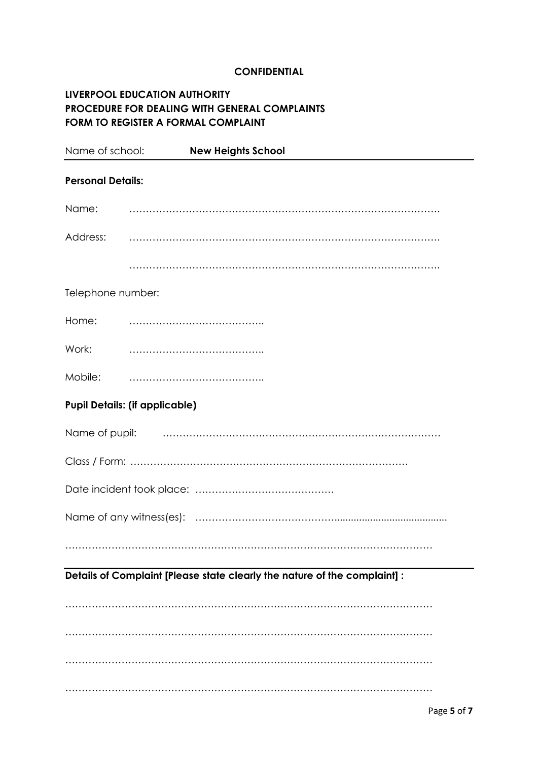**CONFIDENTIAL**

**LIVERPOOL EDUCATION AUTHORITY**
**PROCEDURE FOR DEALING WITH GENERAL COMPLAINTS**
**FORM TO REGISTER A FORMAL COMPLAINT**

Name of school: **New Heights School**

---

**Personal Details:**

Name: ……………………………………………………………………………….

Address: ……………………………………………………………………………….

……………………………………………………………………………….

Telephone number:

Home: …………………………………..

Work: …………………………………..

Mobile: …………………………………..

**Pupil Details: (if applicable)**

Name of pupil: …………………………………………………………………………

Class / Form: …………………………………………………………………………

Date incident took place: ……………………………………

Name of any witness(es): ………………………………………………………………………….

…………………………………………………………………………………………………

---

**Details of Complaint [Please state clearly the nature of the complaint] :**

…………………………………………………………………………………………………

…………………………………………………………………………………………………

…………………………………………………………………………………………………

…………………………………………………………………………………………………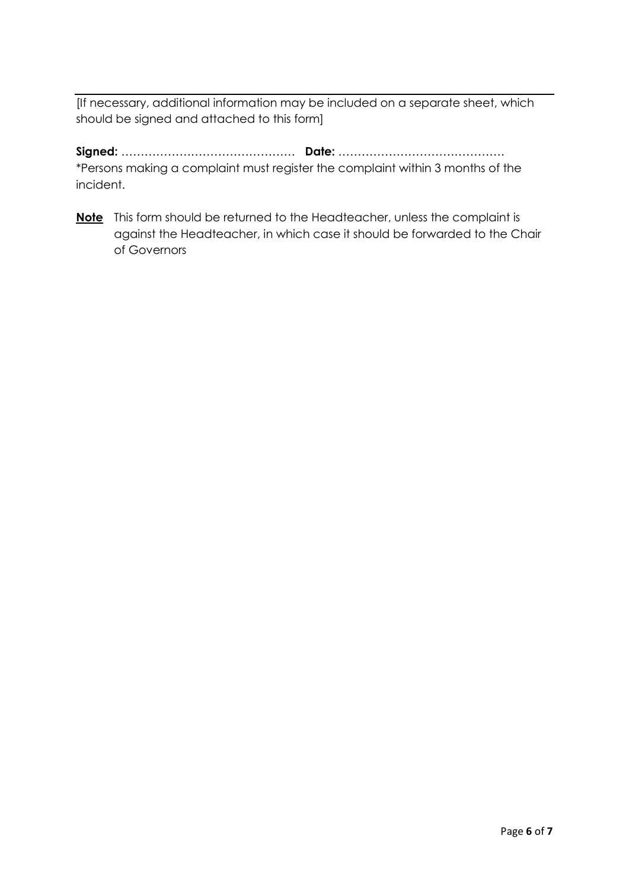[If necessary, additional information may be included on a separate sheet, which should be signed and attached to this form]

**Signed:** ……………………………………… **Date:** ……………………………………

*Persons making a complaint must register the complaint within 3 months of the incident.

**<u>Note</u>** This form should be returned to the Headteacher, unless the complaint is against the Headteacher, in which case it should be forwarded to the Chair of Governors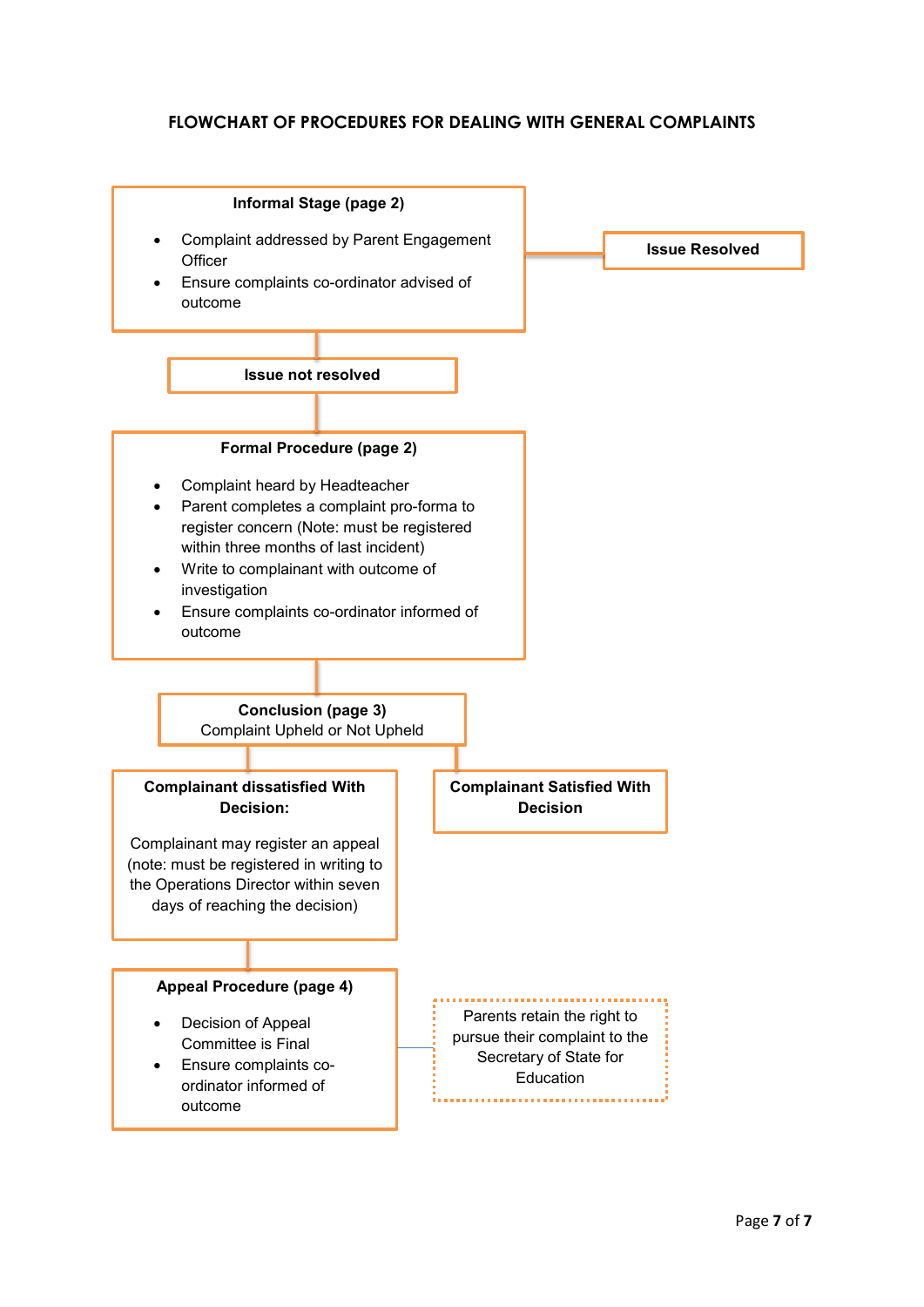## FLOWCHART OF PROCEDURES FOR DEALING WITH GENERAL COMPLAINTS

**Informal Stage (page 2)**

- Complaint addressed by Parent Engagement Officer
- Ensure complaints co-ordinator advised of outcome

**Issue Resolved**

**Issue not resolved**

**Formal Procedure (page 2)**

- Complaint heard by Headteacher
- Parent completes a complaint pro-forma to register concern (Note: must be registered within three months of last incident)
- Write to complainant with outcome of investigation
- Ensure complaints co-ordinator informed of outcome

**Conclusion (page 3)**
Complaint Upheld or Not Upheld

**Complainant dissatisfied With Decision:**

Complainant may register an appeal (note: must be registered in writing to the Operations Director within seven days of reaching the decision)

**Complainant Satisfied With Decision**

**Appeal Procedure (page 4)**

- Decision of Appeal Committee is Final
- Ensure complaints co-ordinator informed of outcome

Parents retain the right to pursue their complaint to the Secretary of State for Education